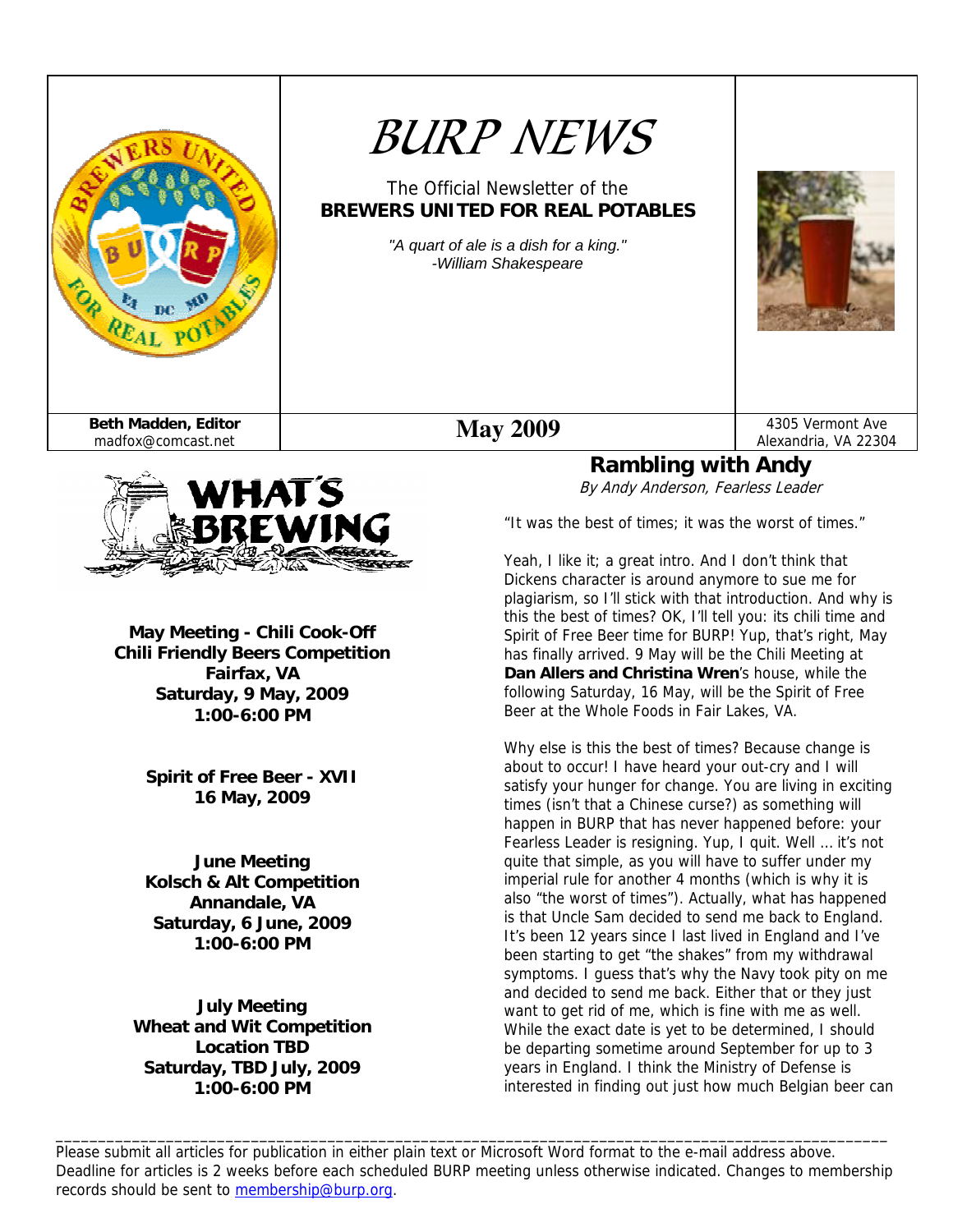# BURP NEWS

The Official Newsletter of the
**BREWERS UNITED FOR REAL POTABLES**

*"A quart of ale is a dish for a king."*
*-William Shakespeare*

**Beth Madden, Editor**
madfox@comcast.net

**May 2009**

4305 Vermont Ave
Alexandria, VA 22304

## WHAT'S BREWING

**May Meeting - Chili Cook-Off**
**Chili Friendly Beers Competition**
**Fairfax, VA**
**Saturday, 9 May, 2009**
**1:00-6:00 PM**

**Spirit of Free Beer - XVII**
**16 May, 2009**

**June Meeting**
**Kolsch & Alt Competition**
**Annandale, VA**
**Saturday, 6 June, 2009**
**1:00-6:00 PM**

**July Meeting**
**Wheat and Wit Competition**
**Location TBD**
**Saturday, TBD July, 2009**
**1:00-6:00 PM**

## Rambling with Andy

*By Andy Anderson, Fearless Leader*

"It was the best of times; it was the worst of times."

Yeah, I like it; a great intro. And I don't think that Dickens character is around anymore to sue me for plagiarism, so I'll stick with that introduction. And why is this the best of times? OK, I'll tell you: its chili time and Spirit of Free Beer time for BURP! Yup, that's right, May has finally arrived. 9 May will be the Chili Meeting at **Dan Allers and Christina Wren**'s house, while the following Saturday, 16 May, will be the Spirit of Free Beer at the Whole Foods in Fair Lakes, VA.

Why else is this the best of times? Because change is about to occur! I have heard your out-cry and I will satisfy your hunger for change. You are living in exciting times (isn't that a Chinese curse?) as something will happen in BURP that has never happened before: your Fearless Leader is resigning. Yup, I quit. Well … it's not quite that simple, as you will have to suffer under my imperial rule for another 4 months (which is why it is also "the worst of times"). Actually, what has happened is that Uncle Sam decided to send me back to England. It's been 12 years since I last lived in England and I've been starting to get "the shakes" from my withdrawal symptoms. I guess that's why the Navy took pity on me and decided to send me back. Either that or they just want to get rid of me, which is fine with me as well. While the exact date is yet to be determined, I should be departing sometime around September for up to 3 years in England. I think the Ministry of Defense is interested in finding out just how much Belgian beer can

---

Please submit all articles for publication in either plain text or Microsoft Word format to the e-mail address above. Deadline for articles is 2 weeks before each scheduled BURP meeting unless otherwise indicated. Changes to membership records should be sent to membership@burp.org.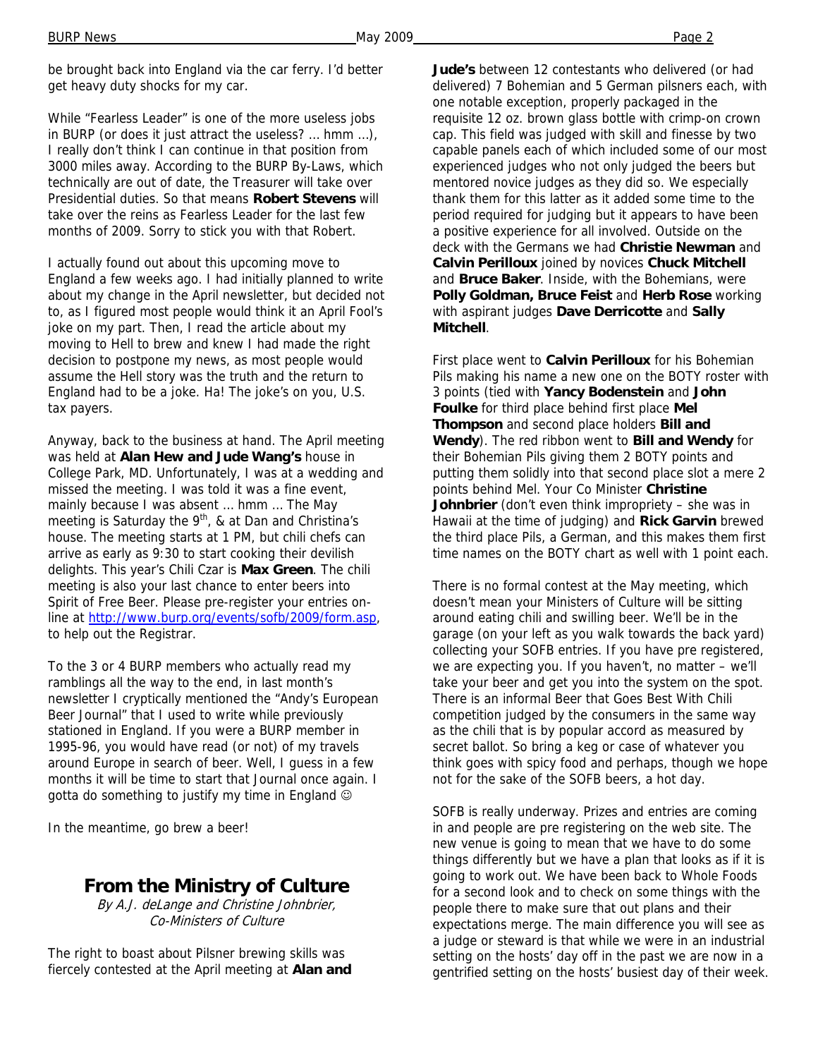be brought back into England via the car ferry. I'd better get heavy duty shocks for my car.

While "Fearless Leader" is one of the more useless jobs in BURP (or does it just attract the useless? … hmm …), I really don't think I can continue in that position from 3000 miles away. According to the BURP By-Laws, which technically are out of date, the Treasurer will take over Presidential duties. So that means **Robert Stevens** will take over the reins as Fearless Leader for the last few months of 2009. Sorry to stick you with that Robert.

I actually found out about this upcoming move to England a few weeks ago. I had initially planned to write about my change in the April newsletter, but decided not to, as I figured most people would think it an April Fool's joke on my part. Then, I read the article about my moving to Hell to brew and knew I had made the right decision to postpone my news, as most people would assume the Hell story was the truth and the return to England had to be a joke. Ha! The joke's on you, U.S. tax payers.

Anyway, back to the business at hand. The April meeting was held at **Alan Hew and Jude Wang's** house in College Park, MD. Unfortunately, I was at a wedding and missed the meeting. I was told it was a fine event, mainly because I was absent … hmm … The May meeting is Saturday the 9th, & at Dan and Christina's house. The meeting starts at 1 PM, but chili chefs can arrive as early as 9:30 to start cooking their devilish delights. This year's Chili Czar is **Max Green**. The chili meeting is also your last chance to enter beers into Spirit of Free Beer. Please pre-register your entries on-line at http://www.burp.org/events/sofb/2009/form.asp, to help out the Registrar.

To the 3 or 4 BURP members who actually read my ramblings all the way to the end, in last month's newsletter I cryptically mentioned the "Andy's European Beer Journal" that I used to write while previously stationed in England. If you were a BURP member in 1995-96, you would have read (or not) of my travels around Europe in search of beer. Well, I guess in a few months it will be time to start that Journal once again. I gotta do something to justify my time in England ☺

In the meantime, go brew a beer!

## From the Ministry of Culture

*By A.J. deLange and Christine Johnbrier, Co-Ministers of Culture*

The right to boast about Pilsner brewing skills was fiercely contested at the April meeting at **Alan and Jude's** between 12 contestants who delivered (or had delivered) 7 Bohemian and 5 German pilsners each, with one notable exception, properly packaged in the requisite 12 oz. brown glass bottle with crimp-on crown cap. This field was judged with skill and finesse by two capable panels each of which included some of our most experienced judges who not only judged the beers but mentored novice judges as they did so. We especially thank them for this latter as it added some time to the period required for judging but it appears to have been a positive experience for all involved. Outside on the deck with the Germans we had **Christie Newman** and **Calvin Perilloux** joined by novices **Chuck Mitchell** and **Bruce Baker**. Inside, with the Bohemians, were **Polly Goldman, Bruce Feist** and **Herb Rose** working with aspirant judges **Dave Derricotte** and **Sally Mitchell**.

First place went to **Calvin Perilloux** for his Bohemian Pils making his name a new one on the BOTY roster with 3 points (tied with **Yancy Bodenstein** and **John Foulke** for third place behind first place **Mel Thompson** and second place holders **Bill and Wendy**). The red ribbon went to **Bill and Wendy** for their Bohemian Pils giving them 2 BOTY points and putting them solidly into that second place slot a mere 2 points behind Mel. Your Co Minister **Christine Johnbrier** (don't even think impropriety – she was in Hawaii at the time of judging) and **Rick Garvin** brewed the third place Pils, a German, and this makes them first time names on the BOTY chart as well with 1 point each.

There is no formal contest at the May meeting, which doesn't mean your Ministers of Culture will be sitting around eating chili and swilling beer. We'll be in the garage (on your left as you walk towards the back yard) collecting your SOFB entries. If you have pre registered, we are expecting you. If you haven't, no matter – we'll take your beer and get you into the system on the spot. There is an informal Beer that Goes Best With Chili competition judged by the consumers in the same way as the chili that is by popular accord as measured by secret ballot. So bring a keg or case of whatever you think goes with spicy food and perhaps, though we hope not for the sake of the SOFB beers, a hot day.

SOFB is really underway. Prizes and entries are coming in and people are pre registering on the web site. The new venue is going to mean that we have to do some things differently but we have a plan that looks as if it is going to work out. We have been back to Whole Foods for a second look and to check on some things with the people there to make sure that out plans and their expectations merge. The main difference you will see as a judge or steward is that while we were in an industrial setting on the hosts' day off in the past we are now in a gentrified setting on the hosts' busiest day of their week.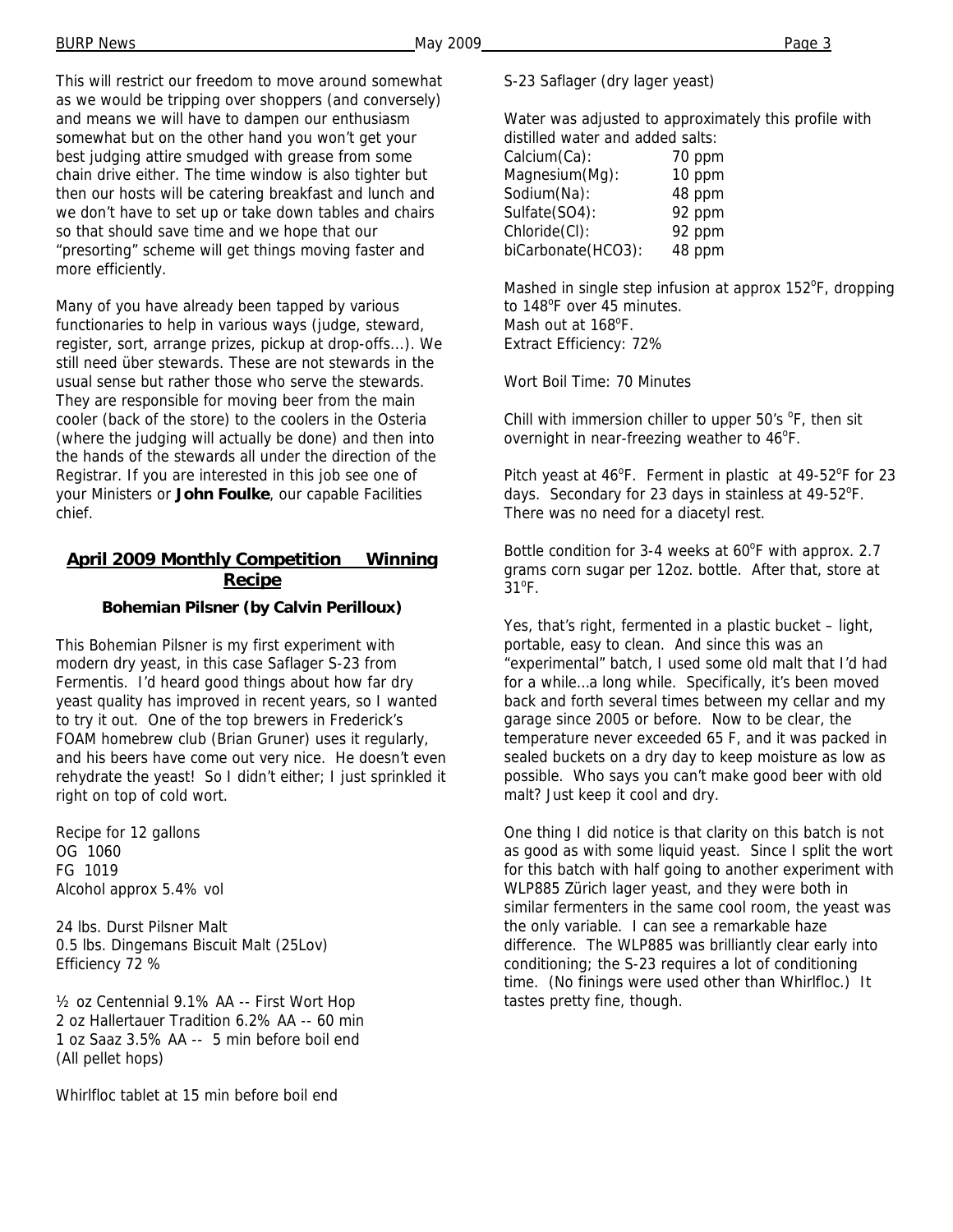This will restrict our freedom to move around somewhat as we would be tripping over shoppers (and conversely) and means we will have to dampen our enthusiasm somewhat but on the other hand you won't get your best judging attire smudged with grease from some chain drive either. The time window is also tighter but then our hosts will be catering breakfast and lunch and we don't have to set up or take down tables and chairs so that should save time and we hope that our "presorting" scheme will get things moving faster and more efficiently.

Many of you have already been tapped by various functionaries to help in various ways (judge, steward, register, sort, arrange prizes, pickup at drop-offs...). We still need über stewards. These are not stewards in the usual sense but rather those who serve the stewards. They are responsible for moving beer from the main cooler (back of the store) to the coolers in the Osteria (where the judging will actually be done) and then into the hands of the stewards all under the direction of the Registrar. If you are interested in this job see one of your Ministers or **John Foulke**, our capable Facilities chief.

## April 2009 Monthly Competition Winning Recipe

### Bohemian Pilsner (by Calvin Perilloux)

This Bohemian Pilsner is my first experiment with modern dry yeast, in this case Saflager S-23 from Fermentis. I'd heard good things about how far dry yeast quality has improved in recent years, so I wanted to try it out. One of the top brewers in Frederick's FOAM homebrew club (Brian Gruner) uses it regularly, and his beers have come out very nice. He doesn't even rehydrate the yeast! So I didn't either; I just sprinkled it right on top of cold wort.

Recipe for 12 gallons
OG 1060
FG 1019
Alcohol approx 5.4% vol

24 lbs. Durst Pilsner Malt
0.5 lbs. Dingemans Biscuit Malt (25Lov)
Efficiency 72 %

½ oz Centennial 9.1% AA -- First Wort Hop
2 oz Hallertauer Tradition 6.2% AA -- 60 min
1 oz Saaz 3.5% AA -- 5 min before boil end
(All pellet hops)

Whirlfloc tablet at 15 min before boil end

S-23 Saflager (dry lager yeast)

Water was adjusted to approximately this profile with distilled water and added salts:

| | |
|---|---|
| Calcium(Ca): | 70 ppm |
| Magnesium(Mg): | 10 ppm |
| Sodium(Na): | 48 ppm |
| Sulfate(SO4): | 92 ppm |
| Chloride(Cl): | 92 ppm |
| biCarbonate(HCO3): | 48 ppm |

Mashed in single step infusion at approx 152°F, dropping to 148°F over 45 minutes.
Mash out at 168°F.
Extract Efficiency: 72%

Wort Boil Time: 70 Minutes

Chill with immersion chiller to upper 50's °F, then sit overnight in near-freezing weather to 46°F.

Pitch yeast at 46°F. Ferment in plastic at 49-52°F for 23 days. Secondary for 23 days in stainless at 49-52°F. There was no need for a diacetyl rest.

Bottle condition for 3-4 weeks at 60°F with approx. 2.7 grams corn sugar per 12oz. bottle. After that, store at 31°F.

Yes, that's right, fermented in a plastic bucket – light, portable, easy to clean. And since this was an "experimental" batch, I used some old malt that I'd had for a while...a long while. Specifically, it's been moved back and forth several times between my cellar and my garage since 2005 or before. Now to be clear, the temperature never exceeded 65 F, and it was packed in sealed buckets on a dry day to keep moisture as low as possible. Who says you can't make good beer with old malt? Just keep it cool and dry.

One thing I did notice is that clarity on this batch is not as good as with some liquid yeast. Since I split the wort for this batch with half going to another experiment with WLP885 Zürich lager yeast, and they were both in similar fermenters in the same cool room, the yeast was the only variable. I can see a remarkable haze difference. The WLP885 was brilliantly clear early into conditioning; the S-23 requires a lot of conditioning time. (No finings were used other than Whirlfloc.) It tastes pretty fine, though.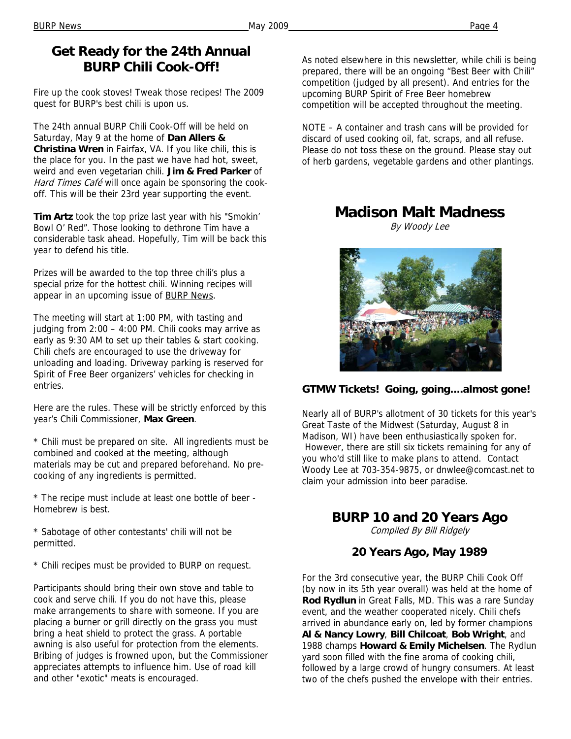# Get Ready for the 24th Annual BURP Chili Cook-Off!

Fire up the cook stoves! Tweak those recipes! The 2009 quest for BURP's best chili is upon us.

The 24th annual BURP Chili Cook-Off will be held on Saturday, May 9 at the home of **Dan Allers & Christina Wren** in Fairfax, VA. If you like chili, this is the place for you. In the past we have had hot, sweet, weird and even vegetarian chili. **Jim & Fred Parker** of *Hard Times Café* will once again be sponsoring the cook-off. This will be their 23rd year supporting the event.

**Tim Artz** took the top prize last year with his "Smokin' Bowl O' Red". Those looking to dethrone Tim have a considerable task ahead. Hopefully, Tim will be back this year to defend his title.

Prizes will be awarded to the top three chili's plus a special prize for the hottest chili. Winning recipes will appear in an upcoming issue of BURP News.

The meeting will start at 1:00 PM, with tasting and judging from 2:00 – 4:00 PM. Chili cooks may arrive as early as 9:30 AM to set up their tables & start cooking. Chili chefs are encouraged to use the driveway for unloading and loading. Driveway parking is reserved for Spirit of Free Beer organizers' vehicles for checking in entries.

Here are the rules. These will be strictly enforced by this year's Chili Commissioner, **Max Green**.

* Chili must be prepared on site. All ingredients must be combined and cooked at the meeting, although materials may be cut and prepared beforehand. No pre-cooking of any ingredients is permitted.

* The recipe must include at least one bottle of beer - Homebrew is best.

* Sabotage of other contestants' chili will not be permitted.

* Chili recipes must be provided to BURP on request.

Participants should bring their own stove and table to cook and serve chili. If you do not have this, please make arrangements to share with someone. If you are placing a burner or grill directly on the grass you must bring a heat shield to protect the grass. A portable awning is also useful for protection from the elements. Bribing of judges is frowned upon, but the Commissioner appreciates attempts to influence him. Use of road kill and other "exotic" meats is encouraged.

As noted elsewhere in this newsletter, while chili is being prepared, there will be an ongoing "Best Beer with Chili" competition (judged by all present). And entries for the upcoming BURP Spirit of Free Beer homebrew competition will be accepted throughout the meeting.

NOTE – A container and trash cans will be provided for discard of used cooking oil, fat, scraps, and all refuse. Please do not toss these on the ground. Please stay out of herb gardens, vegetable gardens and other plantings.

# Madison Malt Madness

*By Woody Lee*

### GTMW Tickets! Going, going....almost gone!

Nearly all of BURP's allotment of 30 tickets for this year's Great Taste of the Midwest (Saturday, August 8 in Madison, WI) have been enthusiastically spoken for. However, there are still six tickets remaining for any of you who'd still like to make plans to attend. Contact Woody Lee at 703-354-9875, or dnwlee@comcast.net to claim your admission into beer paradise.

# BURP 10 and 20 Years Ago

*Compiled By Bill Ridgely*

### 20 Years Ago, May 1989

For the 3rd consecutive year, the BURP Chili Cook Off (by now in its 5th year overall) was held at the home of **Rod Rydlun** in Great Falls, MD. This was a rare Sunday event, and the weather cooperated nicely. Chili chefs arrived in abundance early on, led by former champions **Al & Nancy Lowry**, **Bill Chilcoat**, **Bob Wright**, and 1988 champs **Howard & Emily Michelsen**. The Rydlun yard soon filled with the fine aroma of cooking chili, followed by a large crowd of hungry consumers. At least two of the chefs pushed the envelope with their entries.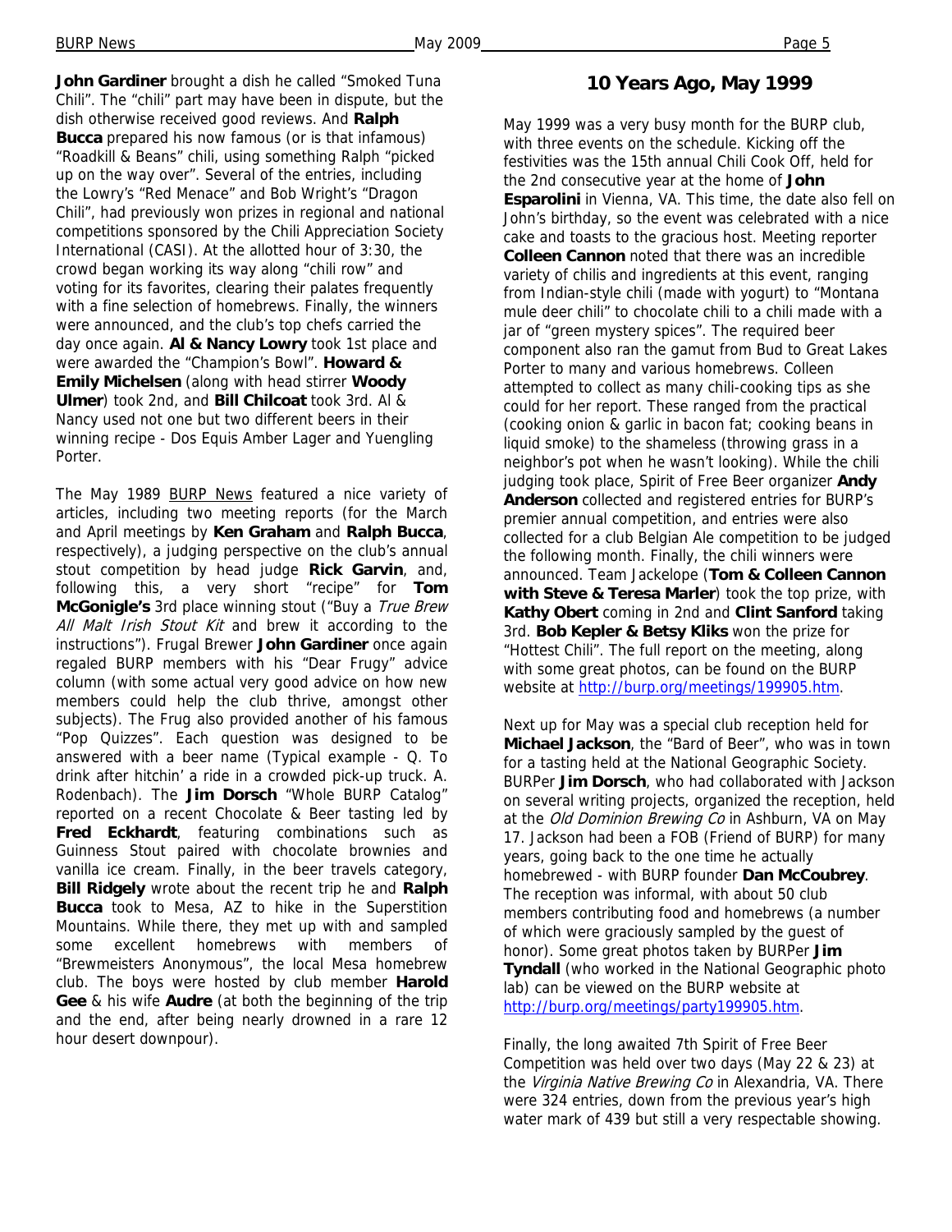**John Gardiner** brought a dish he called "Smoked Tuna Chili". The "chili" part may have been in dispute, but the dish otherwise received good reviews. And **Ralph Bucca** prepared his now famous (or is that infamous) "Roadkill & Beans" chili, using something Ralph "picked up on the way over". Several of the entries, including the Lowry's "Red Menace" and Bob Wright's "Dragon Chili", had previously won prizes in regional and national competitions sponsored by the Chili Appreciation Society International (CASI). At the allotted hour of 3:30, the crowd began working its way along "chili row" and voting for its favorites, clearing their palates frequently with a fine selection of homebrews. Finally, the winners were announced, and the club's top chefs carried the day once again. **Al & Nancy Lowry** took 1st place and were awarded the "Champion's Bowl". **Howard & Emily Michelsen** (along with head stirrer **Woody Ulmer**) took 2nd, and **Bill Chilcoat** took 3rd. Al & Nancy used not one but two different beers in their winning recipe - Dos Equis Amber Lager and Yuengling Porter.

The May 1989 BURP News featured a nice variety of articles, including two meeting reports (for the March and April meetings by **Ken Graham** and **Ralph Bucca**, respectively), a judging perspective on the club's annual stout competition by head judge **Rick Garvin**, and, following this, a very short "recipe" for **Tom McGonigle's** 3rd place winning stout ("Buy a *True Brew All Malt Irish Stout Kit* and brew it according to the instructions"). Frugal Brewer **John Gardiner** once again regaled BURP members with his "Dear Frugy" advice column (with some actual very good advice on how new members could help the club thrive, amongst other subjects). The Frug also provided another of his famous "Pop Quizzes". Each question was designed to be answered with a beer name (Typical example - Q. To drink after hitchin' a ride in a crowded pick-up truck. A. Rodenbach). The **Jim Dorsch** "Whole BURP Catalog" reported on a recent Chocolate & Beer tasting led by **Fred Eckhardt**, featuring combinations such as Guinness Stout paired with chocolate brownies and vanilla ice cream. Finally, in the beer travels category, **Bill Ridgely** wrote about the recent trip he and **Ralph Bucca** took to Mesa, AZ to hike in the Superstition Mountains. While there, they met up with and sampled some excellent homebrews with members of "Brewmeisters Anonymous", the local Mesa homebrew club. The boys were hosted by club member **Harold Gee** & his wife **Audre** (at both the beginning of the trip and the end, after being nearly drowned in a rare 12 hour desert downpour).

## 10 Years Ago, May 1999

May 1999 was a very busy month for the BURP club, with three events on the schedule. Kicking off the festivities was the 15th annual Chili Cook Off, held for the 2nd consecutive year at the home of **John Esparolini** in Vienna, VA. This time, the date also fell on John's birthday, so the event was celebrated with a nice cake and toasts to the gracious host. Meeting reporter **Colleen Cannon** noted that there was an incredible variety of chilis and ingredients at this event, ranging from Indian-style chili (made with yogurt) to "Montana mule deer chili" to chocolate chili to a chili made with a jar of "green mystery spices". The required beer component also ran the gamut from Bud to Great Lakes Porter to many and various homebrews. Colleen attempted to collect as many chili-cooking tips as she could for her report. These ranged from the practical (cooking onion & garlic in bacon fat; cooking beans in liquid smoke) to the shameless (throwing grass in a neighbor's pot when he wasn't looking). While the chili judging took place, Spirit of Free Beer organizer **Andy Anderson** collected and registered entries for BURP's premier annual competition, and entries were also collected for a club Belgian Ale competition to be judged the following month. Finally, the chili winners were announced. Team Jackelope (**Tom & Colleen Cannon with Steve & Teresa Marler**) took the top prize, with **Kathy Obert** coming in 2nd and **Clint Sanford** taking 3rd. **Bob Kepler & Betsy Kliks** won the prize for "Hottest Chili". The full report on the meeting, along with some great photos, can be found on the BURP website at http://burp.org/meetings/199905.htm.

Next up for May was a special club reception held for **Michael Jackson**, the "Bard of Beer", who was in town for a tasting held at the National Geographic Society. BURPer **Jim Dorsch**, who had collaborated with Jackson on several writing projects, organized the reception, held at the *Old Dominion Brewing Co* in Ashburn, VA on May 17. Jackson had been a FOB (Friend of BURP) for many years, going back to the one time he actually homebrewed - with BURP founder **Dan McCoubrey**. The reception was informal, with about 50 club members contributing food and homebrews (a number of which were graciously sampled by the guest of honor). Some great photos taken by BURPer **Jim Tyndall** (who worked in the National Geographic photo lab) can be viewed on the BURP website at http://burp.org/meetings/party199905.htm.

Finally, the long awaited 7th Spirit of Free Beer Competition was held over two days (May 22 & 23) at the *Virginia Native Brewing Co* in Alexandria, VA. There were 324 entries, down from the previous year's high water mark of 439 but still a very respectable showing.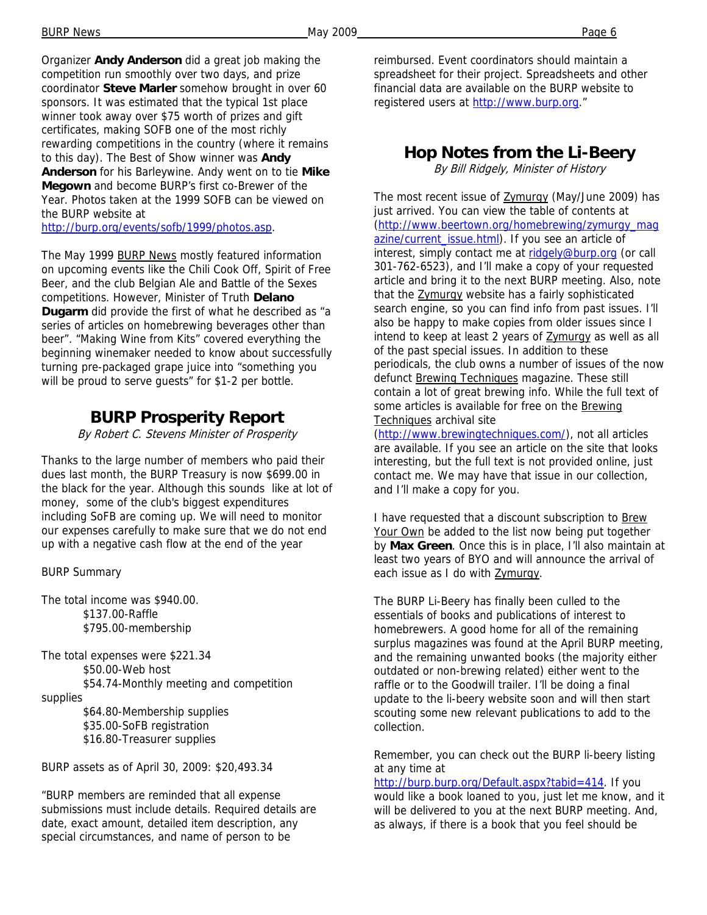Organizer **Andy Anderson** did a great job making the competition run smoothly over two days, and prize coordinator **Steve Marler** somehow brought in over 60 sponsors. It was estimated that the typical 1st place winner took away over $75 worth of prizes and gift certificates, making SOFB one of the most richly rewarding competitions in the country (where it remains to this day). The Best of Show winner was **Andy Anderson** for his Barleywine. Andy went on to tie **Mike Megown** and become BURP's first co-Brewer of the Year. Photos taken at the 1999 SOFB can be viewed on the BURP website at http://burp.org/events/sofb/1999/photos.asp.

The May 1999 BURP News mostly featured information on upcoming events like the Chili Cook Off, Spirit of Free Beer, and the club Belgian Ale and Battle of the Sexes competitions. However, Minister of Truth **Delano Dugarm** did provide the first of what he described as "a series of articles on homebrewing beverages other than beer". "Making Wine from Kits" covered everything the beginning winemaker needed to know about successfully turning pre-packaged grape juice into "something you will be proud to serve guests" for $1-2 per bottle.

## BURP Prosperity Report

*By Robert C. Stevens Minister of Prosperity*

Thanks to the large number of members who paid their dues last month, the BURP Treasury is now $699.00 in the black for the year. Although this sounds like at lot of money, some of the club's biggest expenditures including SoFB are coming up. We will need to monitor our expenses carefully to make sure that we do not end up with a negative cash flow at the end of the year

BURP Summary

The total income was $940.00.
- $137.00-Raffle
- $795.00-membership

The total expenses were $221.34
- $50.00-Web host
- $54.74-Monthly meeting and competition supplies
- $64.80-Membership supplies
- $35.00-SoFB registration
- $16.80-Treasurer supplies

BURP assets as of April 30, 2009: $20,493.34

"BURP members are reminded that all expense submissions must include details. Required details are date, exact amount, detailed item description, any special circumstances, and name of person to be reimbursed. Event coordinators should maintain a spreadsheet for their project. Spreadsheets and other financial data are available on the BURP website to registered users at http://www.burp.org."

## Hop Notes from the Li-Beery

*By Bill Ridgely, Minister of History*

The most recent issue of Zymurgy (May/June 2009) has just arrived. You can view the table of contents at (http://www.beertown.org/homebrewing/zymurgy_magazine/current_issue.html). If you see an article of interest, simply contact me at ridgely@burp.org (or call 301-762-6523), and I'll make a copy of your requested article and bring it to the next BURP meeting. Also, note that the Zymurgy website has a fairly sophisticated search engine, so you can find info from past issues. I'll also be happy to make copies from older issues since I intend to keep at least 2 years of Zymurgy as well as all of the past special issues. In addition to these periodicals, the club owns a number of issues of the now defunct Brewing Techniques magazine. These still contain a lot of great brewing info. While the full text of some articles is available for free on the Brewing Techniques archival site (http://www.brewingtechniques.com/), not all articles are available. If you see an article on the site that looks interesting, but the full text is not provided online, just contact me. We may have that issue in our collection, and I'll make a copy for you.

I have requested that a discount subscription to Brew Your Own be added to the list now being put together by **Max Green**. Once this is in place, I'll also maintain at least two years of BYO and will announce the arrival of each issue as I do with Zymurgy.

The BURP Li-Beery has finally been culled to the essentials of books and publications of interest to homebrewers. A good home for all of the remaining surplus magazines was found at the April BURP meeting, and the remaining unwanted books (the majority either outdated or non-brewing related) either went to the raffle or to the Goodwill trailer. I'll be doing a final update to the li-beery website soon and will then start scouting some new relevant publications to add to the collection.

Remember, you can check out the BURP li-beery listing at any time at http://burp.burp.org/Default.aspx?tabid=414. If you would like a book loaned to you, just let me know, and it will be delivered to you at the next BURP meeting. And, as always, if there is a book that you feel should be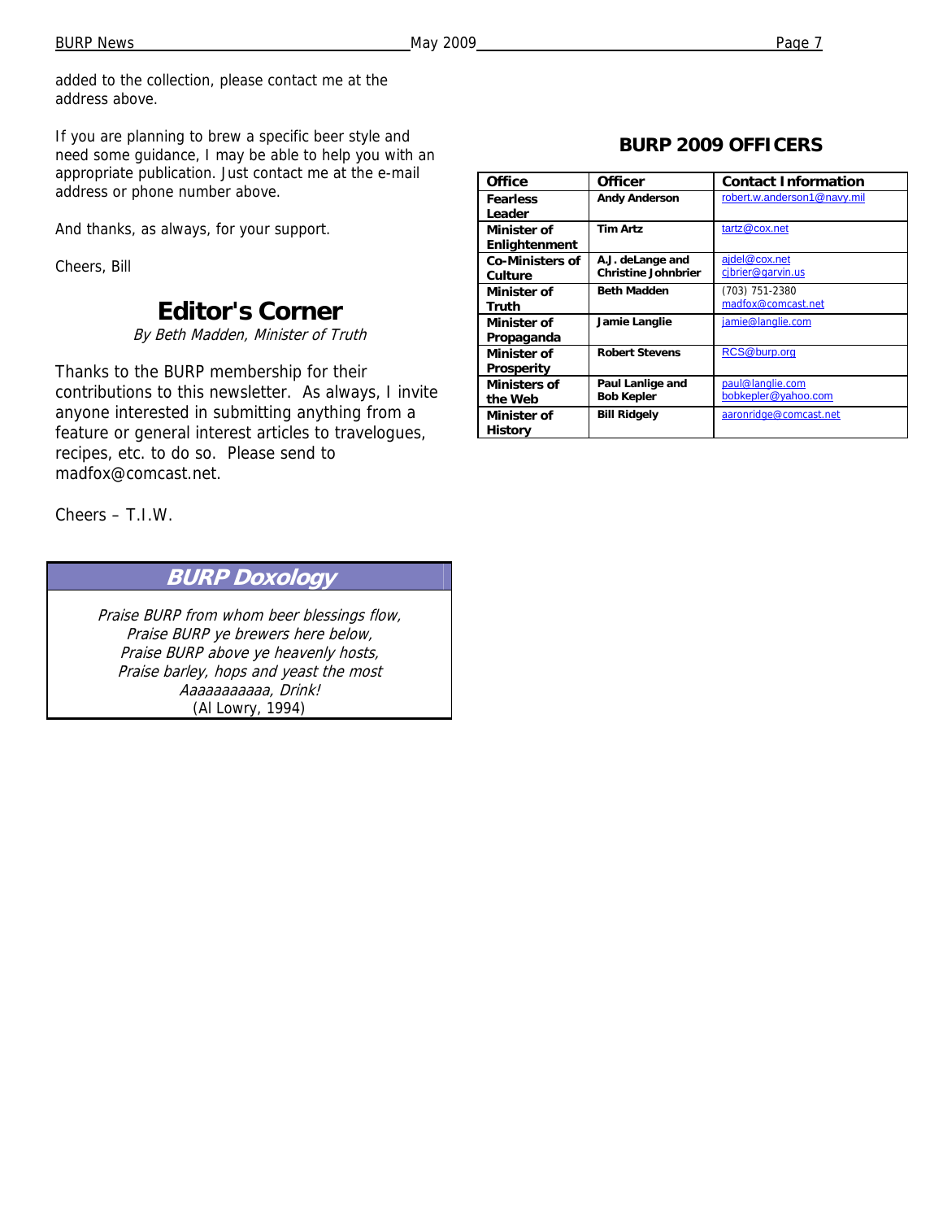added to the collection, please contact me at the address above.

If you are planning to brew a specific beer style and need some guidance, I may be able to help you with an appropriate publication. Just contact me at the e-mail address or phone number above.

And thanks, as always, for your support.

Cheers, Bill

# Editor's Corner

*By Beth Madden, Minister of Truth*

Thanks to the BURP membership for their contributions to this newsletter. As always, I invite anyone interested in submitting anything from a feature or general interest articles to travelogues, recipes, etc. to do so. Please send to madfox@comcast.net.

Cheers – T.I.W.

## BURP Doxology

*Praise BURP from whom beer blessings flow,*
*Praise BURP ye brewers here below,*
*Praise BURP above ye heavenly hosts,*
*Praise barley, hops and yeast the most*
*Aaaaaaaaaaa, Drink!*
(Al Lowry, 1994)

## BURP 2009 OFFICERS

| Office | Officer | Contact Information |
|---|---|---|
| **Fearless Leader** | **Andy Anderson** | robert.w.anderson1@navy.mil |
| **Minister of Enlightenment** | **Tim Artz** | tartz@cox.net |
| **Co-Ministers of Culture** | **A.J. deLange and Christine Johnbrier** | ajdel@cox.net<br>cjbrier@garvin.us |
| **Minister of Truth** | **Beth Madden** | (703) 751-2380<br>madfox@comcast.net |
| **Minister of Propaganda** | **Jamie Langlie** | jamie@langlie.com |
| **Minister of Prosperity** | **Robert Stevens** | RCS@burp.org |
| **Ministers of the Web** | **Paul Lanlige and Bob Kepler** | paul@langlie.com<br>bobkepler@yahoo.com |
| **Minister of History** | **Bill Ridgely** | aaronridge@comcast.net |